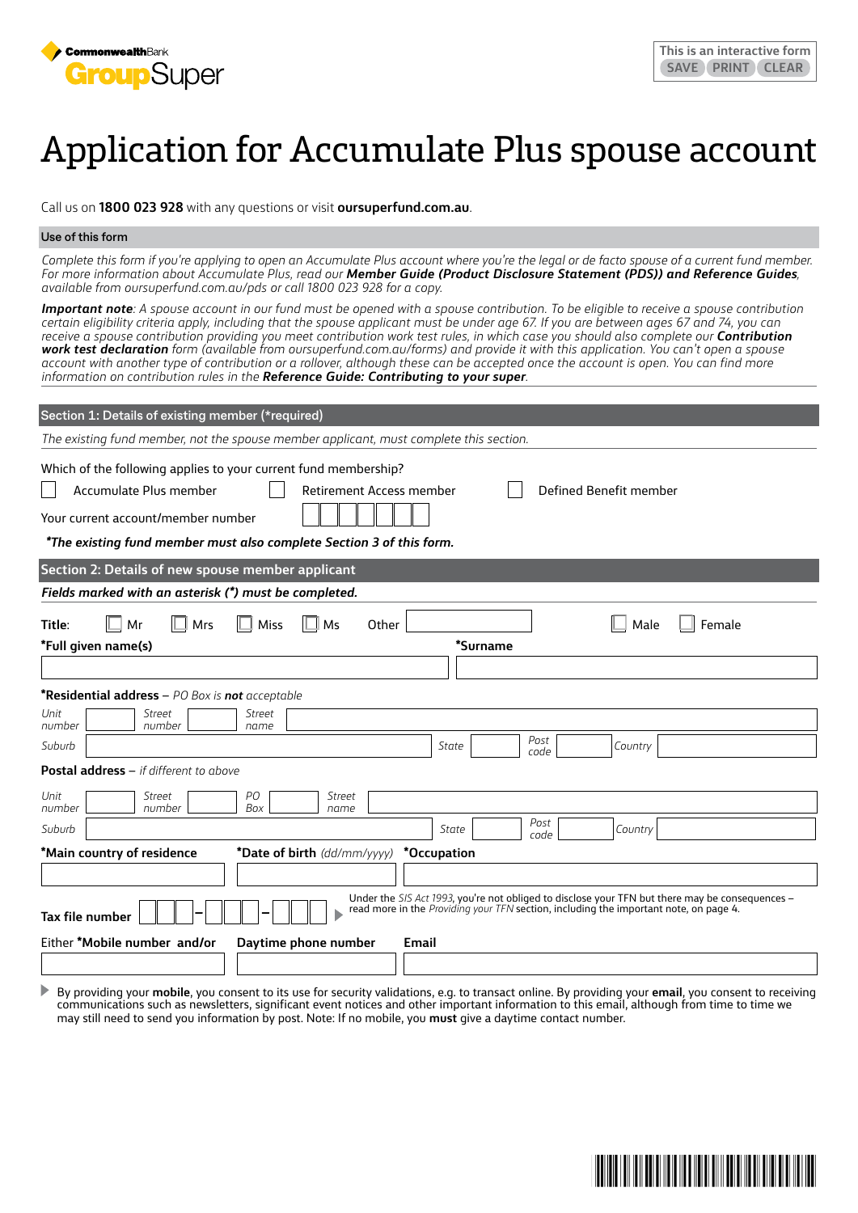CommonwealthBank GroupSuper

This is an interactive form SAVE PRINT CLEAR

# Application for Accumulate Plus spouse account

Call us on **1800 023 928** with any questions or visit **oursuperfund.com.au**.

## Use of this form

*Complete this form if you're applying to open an Accumulate Plus account where you're the legal or de facto spouse of a current fund member. For more information about Accumulate Plus, read our* ***Member Guide (Product Disclosure Statement (PDS)) and Reference Guides****, available from oursuperfund.com.au/pds or call 1800 023 928 for a copy.*

***Important note****: A spouse account in our fund must be opened with a spouse contribution. To be eligible to receive a spouse contribution certain eligibility criteria apply, including that the spouse applicant must be under age 67. If you are between ages 67 and 74, you can receive a spouse contribution providing you meet contribution work test rules, in which case you should also complete our* ***Contribution work test declaration*** *form (available from oursuperfund.com.au/forms) and provide it with this application. You can't open a spouse account with another type of contribution or a rollover, although these can be accepted once the account is open. You can find more information on contribution rules in the* ***Reference Guide: Contributing to your super****.*

## Section 1: Details of existing member (*required)

*The existing fund member, not the spouse member applicant, must complete this section.*

Which of the following applies to your current fund membership?

☐ Accumulate Plus member ☐ Retirement Access member ☐ Defined Benefit member

Your current account/member number ☐☐☐☐☐☐☐

***The existing fund member must also complete Section 3 of this form.**

## Section 2: Details of new spouse member applicant

***Fields marked with an asterisk (*) must be completed.***

**Title:** ☐ Mr ☐ Mrs ☐ Miss ☐ Ms Other ________ ☐ Male ☐ Female

***Full given name(s)** ________ ***Surname** ________

***Residential address** – *PO Box is* ***not*** *acceptable*

*Unit number* ____ *Street number* ____ *Street name* ________

*Suburb* ________ *State* ____ *Post code* ____ *Country* ________

**Postal address** – *if different to above*

*Unit number* ____ *Street number* ____ *PO Box* ____ *Street name* ________

*Suburb* ________ *State* ____ *Post code* ____ *Country* ________

***Main country of residence** ________ ***Date of birth** *(dd/mm/yyyy)* ________ ***Occupation** ________

**Tax file number** ☐☐☐ – ☐☐☐ – ☐☐☐

Under the *SIS Act 1993*, you're not obliged to disclose your TFN but there may be consequences – read more in the *Providing your TFN* section, including the important note, on page 4.

Either ***Mobile number and/or** ________ **Daytime phone number** ________ **Email** ________

By providing your **mobile**, you consent to its use for security validations, e.g. to transact online. By providing your **email**, you consent to receiving communications such as newsletters, significant event notices and other important information to this email, although from time to time we may still need to send you information by post. Note: If no mobile, you **must** give a daytime contact number.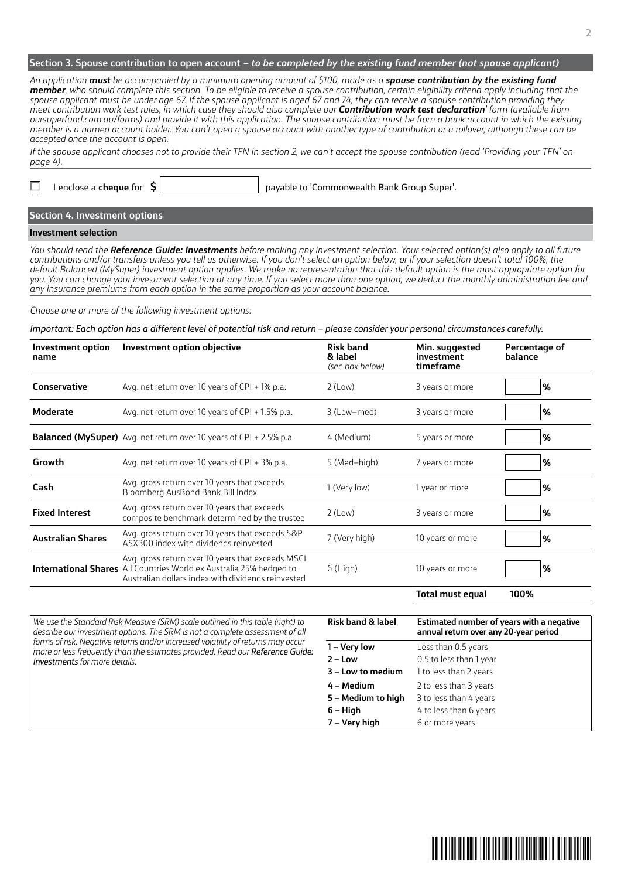## Section 3. Spouse contribution to open account – *to be completed by the existing fund member (not spouse applicant)*

*An application **must** be accompanied by a minimum opening amount of $100, made as a **spouse contribution by the existing fund member**, who should complete this section. To be eligible to receive a spouse contribution, certain eligibility criteria apply including that the spouse applicant must be under age 67. If the spouse applicant is aged 67 and 74, they can receive a spouse contribution providing they meet contribution work test rules, in which case they should also complete our **Contribution work test declaration**' form (available from oursuperfund.com.au/forms) and provide it with this application. The spouse contribution must be from a bank account in which the existing member is a named account holder. You can't open a spouse account with another type of contribution or a rollover, although these can be accepted once the account is open.*

*If the spouse applicant chooses not to provide their TFN in section 2, we can't accept the spouse contribution (read 'Providing your TFN' on page 4).*

☐ I enclose a **cheque** for **$** ______________ payable to 'Commonwealth Bank Group Super'.

## Section 4. Investment options

### Investment selection

*You should read the **Reference Guide: Investments** before making any investment selection. Your selected option(s) also apply to all future contributions and/or transfers unless you tell us otherwise. If you don't select an option below, or if your selection doesn't total 100%, the default Balanced (MySuper) investment option applies. We make no representation that this default option is the most appropriate option for you. You can change your investment selection at any time. If you select more than one option, we deduct the monthly administration fee and any insurance premiums from each option in the same proportion as your account balance.*

*Choose one or more of the following investment options:*

*Important: Each option has a different level of potential risk and return – please consider your personal circumstances carefully.*

| Investment option name | Investment option objective | Risk band & label *(see box below)* | Min. suggested investment timeframe | Percentage of balance |
|---|---|---|---|---|
| **Conservative** | Avg. net return over 10 years of CPI + 1% p.a. | 2 (Low) | 3 years or more | % |
| **Moderate** | Avg. net return over 10 years of CPI + 1.5% p.a. | 3 (Low–med) | 3 years or more | % |
| **Balanced (MySuper)** | Avg. net return over 10 years of CPI + 2.5% p.a. | 4 (Medium) | 5 years or more | % |
| **Growth** | Avg. net return over 10 years of CPI + 3% p.a. | 5 (Med–high) | 7 years or more | % |
| **Cash** | Avg. gross return over 10 years that exceeds Bloomberg AusBond Bank Bill Index | 1 (Very low) | 1 year or more | % |
| **Fixed Interest** | Avg. gross return over 10 years that exceeds composite benchmark determined by the trustee | 2 (Low) | 3 years or more | % |
| **Australian Shares** | Avg. gross return over 10 years that exceeds S&P ASX300 index with dividends reinvested | 7 (Very high) | 10 years or more | % |
| **International Shares** | Avg. gross return over 10 years that exceeds MSCI All Countries World ex Australia 25% hedged to Australian dollars index with dividends reinvested | 6 (High) | 10 years or more | % |
| | | | **Total must equal** | **100%** |

*We use the Standard Risk Measure (SRM) scale outlined in this table (right) to describe our investment options. The SRM is not a complete assessment of all forms of risk. Negative returns and/or increased volatility of returns may occur more or less frequently than the estimates provided. Read our **Reference Guide: Investments** for more details.*

| Risk band & label | Estimated number of years with a negative annual return over any 20-year period |
|---|---|
| **1 – Very low** | Less than 0.5 years |
| **2 – Low** | 0.5 to less than 1 year |
| **3 – Low to medium** | 1 to less than 2 years |
| **4 – Medium** | 2 to less than 3 years |
| **5 – Medium to high** | 3 to less than 4 years |
| **6 – High** | 4 to less than 6 years |
| **7 – Very high** | 6 or more years |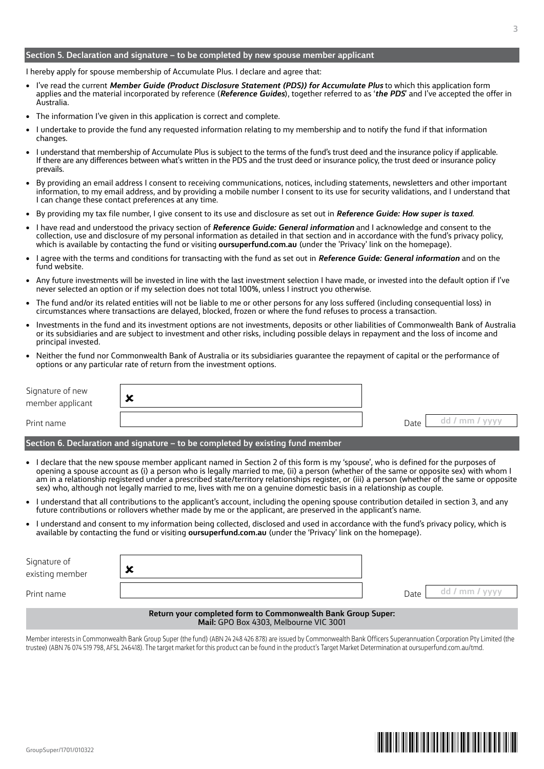## Section 5. Declaration and signature – to be completed by new spouse member applicant

I hereby apply for spouse membership of Accumulate Plus. I declare and agree that:

- I've read the current ***Member Guide (Product Disclosure Statement (PDS)) for Accumulate Plus*** to which this application form applies and the material incorporated by reference (***Reference Guides***), together referred to as '***the PDS***' and I've accepted the offer in Australia.
- The information I've given in this application is correct and complete.
- I undertake to provide the fund any requested information relating to my membership and to notify the fund if that information changes.
- I understand that membership of Accumulate Plus is subject to the terms of the fund's trust deed and the insurance policy if applicable. If there are any differences between what's written in the PDS and the trust deed or insurance policy, the trust deed or insurance policy prevails.
- By providing an email address I consent to receiving communications, notices, including statements, newsletters and other important information, to my email address, and by providing a mobile number I consent to its use for security validations, and I understand that I can change these contact preferences at any time.
- By providing my tax file number, I give consent to its use and disclosure as set out in ***Reference Guide: How super is taxed***.
- I have read and understood the privacy section of ***Reference Guide: General information*** and I acknowledge and consent to the collection, use and disclosure of my personal information as detailed in that section and in accordance with the fund's privacy policy, which is available by contacting the fund or visiting **oursuperfund.com.au** (under the 'Privacy' link on the homepage).
- I agree with the terms and conditions for transacting with the fund as set out in ***Reference Guide: General information*** and on the fund website.
- Any future investments will be invested in line with the last investment selection I have made, or invested into the default option if I've never selected an option or if my selection does not total 100%, unless I instruct you otherwise.
- The fund and/or its related entities will not be liable to me or other persons for any loss suffered (including consequential loss) in circumstances where transactions are delayed, blocked, frozen or where the fund refuses to process a transaction.
- Investments in the fund and its investment options are not investments, deposits or other liabilities of Commonwealth Bank of Australia or its subsidiaries and are subject to investment and other risks, including possible delays in repayment and the loss of income and principal invested.
- Neither the fund nor Commonwealth Bank of Australia or its subsidiaries guarantee the repayment of capital or the performance of options or any particular rate of return from the investment options.

Signature of new member applicant ✘

Print name

Date dd / mm / yyyy

## Section 6. Declaration and signature – to be completed by existing fund member

- I declare that the new spouse member applicant named in Section 2 of this form is my 'spouse', who is defined for the purposes of opening a spouse account as (i) a person who is legally married to me, (ii) a person (whether of the same or opposite sex) with whom I am in a relationship registered under a prescribed state/territory relationships register, or (iii) a person (whether of the same or opposite sex) who, although not legally married to me, lives with me on a genuine domestic basis in a relationship as couple.
- I understand that all contributions to the applicant's account, including the opening spouse contribution detailed in section 3, and any future contributions or rollovers whether made by me or the applicant, are preserved in the applicant's name.
- I understand and consent to my information being collected, disclosed and used in accordance with the fund's privacy policy, which is available by contacting the fund or visiting **oursuperfund.com.au** (under the 'Privacy' link on the homepage).

Signature of existing member ✘

Print name

Date dd / mm / yyyy

**Return your completed form to Commonwealth Bank Group Super:**
**Mail:** GPO Box 4303, Melbourne VIC 3001

Member interests in Commonwealth Bank Group Super (the fund) (ABN 24 248 426 878) are issued by Commonwealth Bank Officers Superannuation Corporation Pty Limited (the trustee) (ABN 76 074 519 798, AFSL 246418). The target market for this product can be found in the product's Target Market Determination at oursuperfund.com.au/tmd.

GroupSuper/1701/010322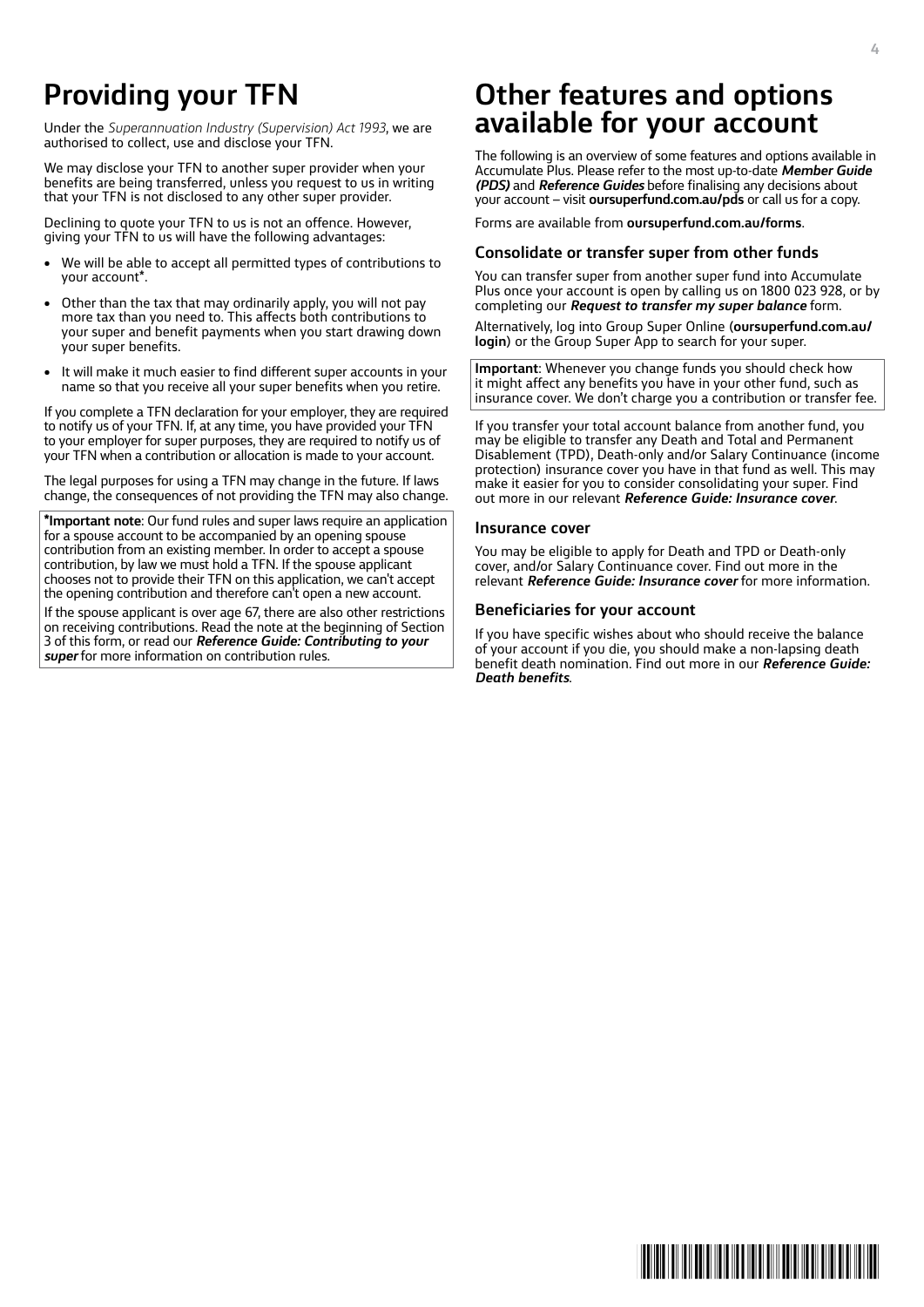# Providing your TFN

Under the *Superannuation Industry (Supervision) Act 1993*, we are authorised to collect, use and disclose your TFN.

We may disclose your TFN to another super provider when your benefits are being transferred, unless you request to us in writing that your TFN is not disclosed to any other super provider.

Declining to quote your TFN to us is not an offence. However, giving your TFN to us will have the following advantages:

- We will be able to accept all permitted types of contributions to your account*.
- Other than the tax that may ordinarily apply, you will not pay more tax than you need to. This affects both contributions to your super and benefit payments when you start drawing down your super benefits.
- It will make it much easier to find different super accounts in your name so that you receive all your super benefits when you retire.

If you complete a TFN declaration for your employer, they are required to notify us of your TFN. If, at any time, you have provided your TFN to your employer for super purposes, they are required to notify us of your TFN when a contribution or allocation is made to your account.

The legal purposes for using a TFN may change in the future. If laws change, the consequences of not providing the TFN may also change.

***Important note**: Our fund rules and super laws require an application for a spouse account to be accompanied by an opening spouse contribution from an existing member. In order to accept a spouse contribution, by law we must hold a TFN. If the spouse applicant chooses not to provide their TFN on this application, we can't accept the opening contribution and therefore can't open a new account.

If the spouse applicant is over age 67, there are also other restrictions on receiving contributions. Read the note at the beginning of Section 3 of this form, or read our ***Reference Guide: Contributing to your super*** for more information on contribution rules.

# Other features and options available for your account

The following is an overview of some features and options available in Accumulate Plus. Please refer to the most up-to-date ***Member Guide (PDS)*** and ***Reference Guides*** before finalising any decisions about your account – visit **oursuperfund.com.au/pds** or call us for a copy.

Forms are available from **oursuperfund.com.au/forms**.

## Consolidate or transfer super from other funds

You can transfer super from another super fund into Accumulate Plus once your account is open by calling us on 1800 023 928, or by completing our ***Request to transfer my super balance*** form.

Alternatively, log into Group Super Online (**oursuperfund.com.au/login**) or the Group Super App to search for your super.

**Important**: Whenever you change funds you should check how it might affect any benefits you have in your other fund, such as insurance cover. We don't charge you a contribution or transfer fee.

If you transfer your total account balance from another fund, you may be eligible to transfer any Death and Total and Permanent Disablement (TPD), Death-only and/or Salary Continuance (income protection) insurance cover you have in that fund as well. This may make it easier for you to consider consolidating your super. Find out more in our relevant ***Reference Guide: Insurance cover***.

## Insurance cover

You may be eligible to apply for Death and TPD or Death-only cover, and/or Salary Continuance cover. Find out more in the relevant ***Reference Guide: Insurance cover*** for more information.

## Beneficiaries for your account

If you have specific wishes about who should receive the balance of your account if you die, you should make a non-lapsing death benefit death nomination. Find out more in our ***Reference Guide: Death benefits***.